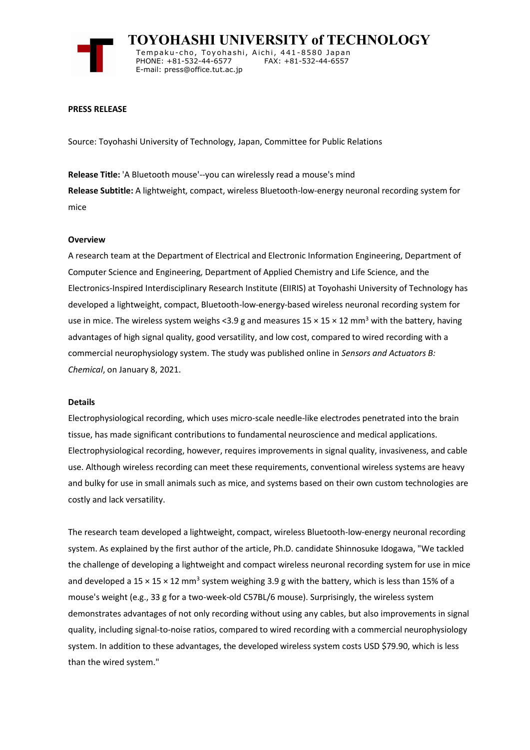# TOYOHASHI UNIVERSITY of TECHNOLOGY

Tempaku-cho, Toyohashi, Aichi, 441-8580 Japan
PHONE: +81-532-44-6577 FAX: +81-532-44-6557
E-mail: press@office.tut.ac.jp

**PRESS RELEASE**

Source: Toyohashi University of Technology, Japan, Committee for Public Relations

**Release Title:** 'A Bluetooth mouse'--you can wirelessly read a mouse's mind

**Release Subtitle:** A lightweight, compact, wireless Bluetooth-low-energy neuronal recording system for mice

**Overview**

A research team at the Department of Electrical and Electronic Information Engineering, Department of Computer Science and Engineering, Department of Applied Chemistry and Life Science, and the Electronics-Inspired Interdisciplinary Research Institute (EIIRIS) at Toyohashi University of Technology has developed a lightweight, compact, Bluetooth-low-energy-based wireless neuronal recording system for use in mice. The wireless system weighs <3.9 g and measures 15 × 15 × 12 $mm^3$ with the battery, having advantages of high signal quality, good versatility, and low cost, compared to wired recording with a commercial neurophysiology system. The study was published online in *Sensors and Actuators B: Chemical*, on January 8, 2021.

**Details**

Electrophysiological recording, which uses micro-scale needle-like electrodes penetrated into the brain tissue, has made significant contributions to fundamental neuroscience and medical applications. Electrophysiological recording, however, requires improvements in signal quality, invasiveness, and cable use. Although wireless recording can meet these requirements, conventional wireless systems are heavy and bulky for use in small animals such as mice, and systems based on their own custom technologies are costly and lack versatility.

The research team developed a lightweight, compact, wireless Bluetooth-low-energy neuronal recording system. As explained by the first author of the article, Ph.D. candidate Shinnosuke Idogawa, "We tackled the challenge of developing a lightweight and compact wireless neuronal recording system for use in mice and developed a 15 × 15 × 12 $mm^3$ system weighing 3.9 g with the battery, which is less than 15% of a mouse's weight (e.g., 33 g for a two-week-old C57BL/6 mouse). Surprisingly, the wireless system demonstrates advantages of not only recording without using any cables, but also improvements in signal quality, including signal-to-noise ratios, compared to wired recording with a commercial neurophysiology system. In addition to these advantages, the developed wireless system costs USD $79.90, which is less than the wired system."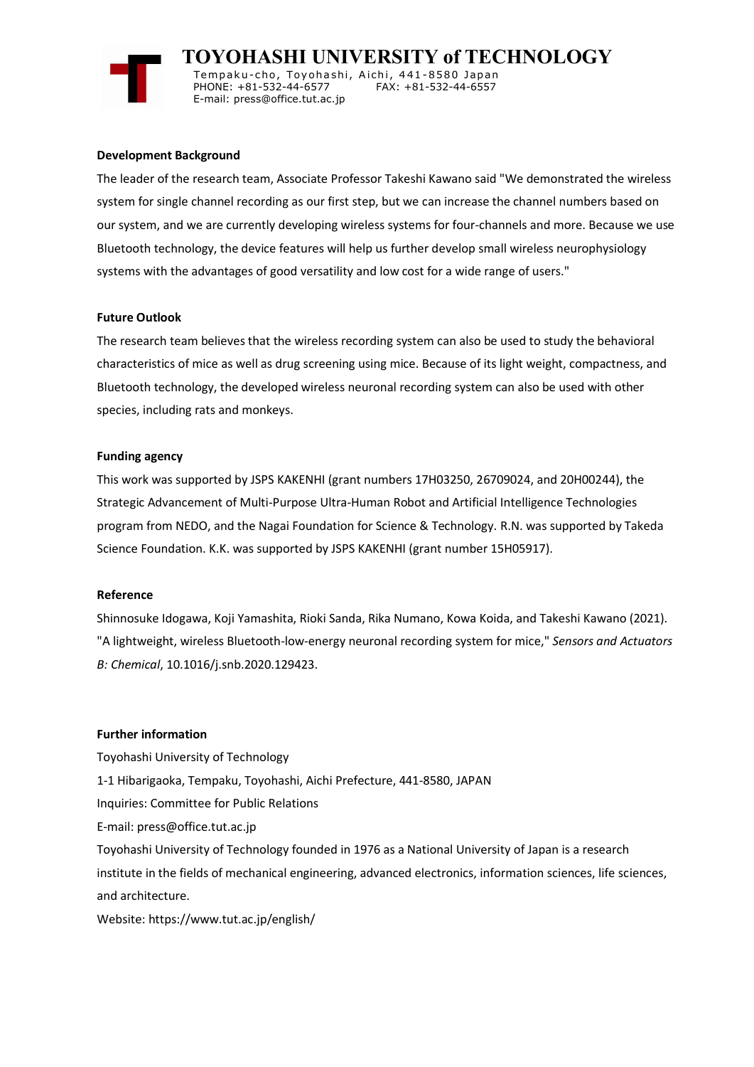**Development Background**

The leader of the research team, Associate Professor Takeshi Kawano said "We demonstrated the wireless system for single channel recording as our first step, but we can increase the channel numbers based on our system, and we are currently developing wireless systems for four-channels and more. Because we use Bluetooth technology, the device features will help us further develop small wireless neurophysiology systems with the advantages of good versatility and low cost for a wide range of users."

**Future Outlook**

The research team believes that the wireless recording system can also be used to study the behavioral characteristics of mice as well as drug screening using mice. Because of its light weight, compactness, and Bluetooth technology, the developed wireless neuronal recording system can also be used with other species, including rats and monkeys.

**Funding agency**

This work was supported by JSPS KAKENHI (grant numbers 17H03250, 26709024, and 20H00244), the Strategic Advancement of Multi-Purpose Ultra-Human Robot and Artificial Intelligence Technologies program from NEDO, and the Nagai Foundation for Science & Technology. R.N. was supported by Takeda Science Foundation. K.K. was supported by JSPS KAKENHI (grant number 15H05917).

**Reference**

Shinnosuke Idogawa, Koji Yamashita, Rioki Sanda, Rika Numano, Kowa Koida, and Takeshi Kawano (2021). "A lightweight, wireless Bluetooth-low-energy neuronal recording system for mice," *Sensors and Actuators B: Chemical*, 10.1016/j.snb.2020.129423.

**Further information**

Toyohashi University of Technology
1-1 Hibarigaoka, Tempaku, Toyohashi, Aichi Prefecture, 441-8580, JAPAN
Inquiries: Committee for Public Relations
E-mail: press@office.tut.ac.jp
Toyohashi University of Technology founded in 1976 as a National University of Japan is a research institute in the fields of mechanical engineering, advanced electronics, information sciences, life sciences, and architecture.
Website: https://www.tut.ac.jp/english/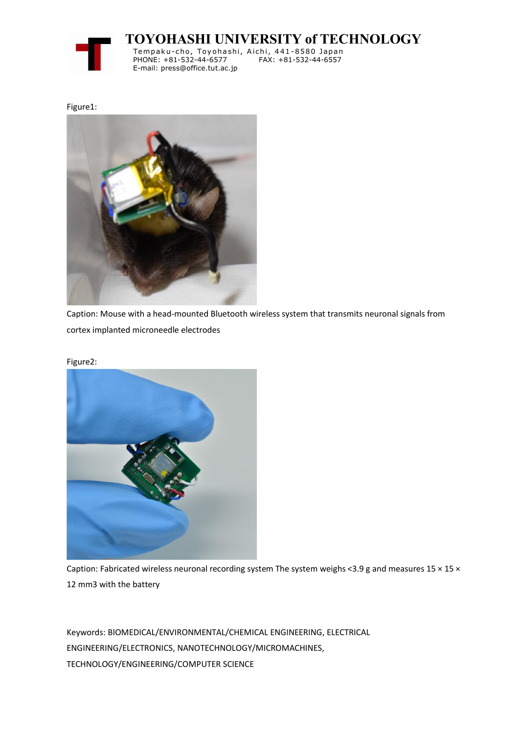Figure1:

Caption: Mouse with a head-mounted Bluetooth wireless system that transmits neuronal signals from cortex implanted microneedle electrodes

Figure2:

Caption: Fabricated wireless neuronal recording system The system weighs <3.9 g and measures 15 × 15 × 12 mm3 with the battery

Keywords: BIOMEDICAL/ENVIRONMENTAL/CHEMICAL ENGINEERING, ELECTRICAL ENGINEERING/ELECTRONICS, NANOTECHNOLOGY/MICROMACHINES, TECHNOLOGY/ENGINEERING/COMPUTER SCIENCE